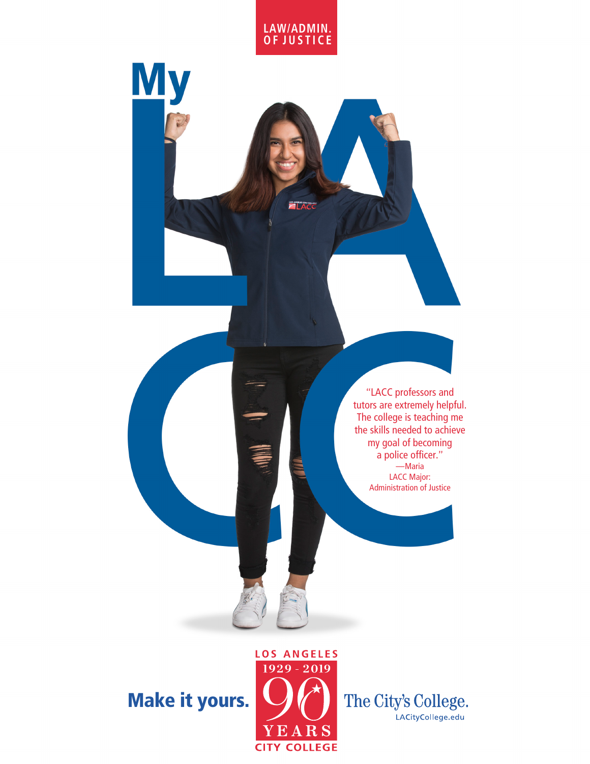LAW/ADMIN. OF JUSTICE

# My LACC

"LACC professors and tutors are extremely helpful. The college is teaching me the skills needed to achieve my goal of becoming a police officer."
—Maria
LACC Major:
Administration of Justice

**Make it yours.**

LOS ANGELES
1929 - 2019
90
YEARS
CITY COLLEGE

The City's College.
LACityCollege.edu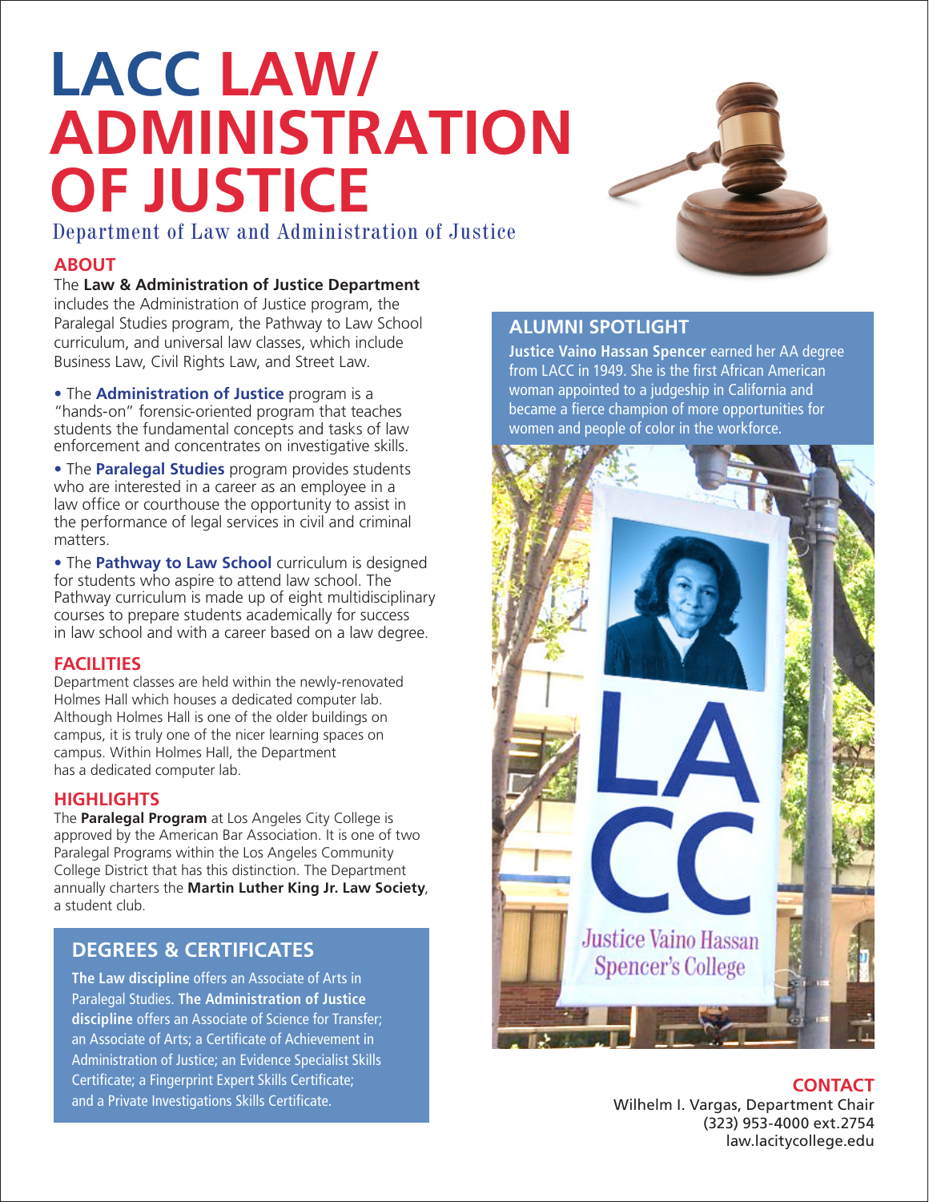# LACC LAW/ ADMINISTRATION OF JUSTICE

Department of Law and Administration of Justice

## ABOUT

The **Law & Administration of Justice Department** includes the Administration of Justice program, the Paralegal Studies program, the Pathway to Law School curriculum, and universal law classes, which include Business Law, Civil Rights Law, and Street Law.

- The **Administration of Justice** program is a "hands-on" forensic-oriented program that teaches students the fundamental concepts and tasks of law enforcement and concentrates on investigative skills.
- The **Paralegal Studies** program provides students who are interested in a career as an employee in a law office or courthouse the opportunity to assist in the performance of legal services in civil and criminal matters.
- The **Pathway to Law School** curriculum is designed for students who aspire to attend law school. The Pathway curriculum is made up of eight multidisciplinary courses to prepare students academically for success in law school and with a career based on a law degree.

## FACILITIES

Department classes are held within the newly-renovated Holmes Hall which houses a dedicated computer lab. Although Holmes Hall is one of the older buildings on campus, it is truly one of the nicer learning spaces on campus. Within Holmes Hall, the Department has a dedicated computer lab.

## HIGHLIGHTS

The **Paralegal Program** at Los Angeles City College is approved by the American Bar Association. It is one of two Paralegal Programs within the Los Angeles Community College District that has this distinction. The Department annually charters the **Martin Luther King Jr. Law Society**, a student club.

## DEGREES & CERTIFICATES

**The Law discipline** offers an Associate of Arts in Paralegal Studies. **The Administration of Justice discipline** offers an Associate of Science for Transfer; an Associate of Arts; a Certificate of Achievement in Administration of Justice; an Evidence Specialist Skills Certificate; a Fingerprint Expert Skills Certificate; and a Private Investigations Skills Certificate.

## ALUMNI SPOTLIGHT

**Justice Vaino Hassan Spencer** earned her AA degree from LACC in 1949. She is the first African American woman appointed to a judgeship in California and became a fierce champion of more opportunities for women and people of color in the workforce.

## CONTACT

Wilhelm I. Vargas, Department Chair
(323) 953-4000 ext.2754
law.lacitycollege.edu